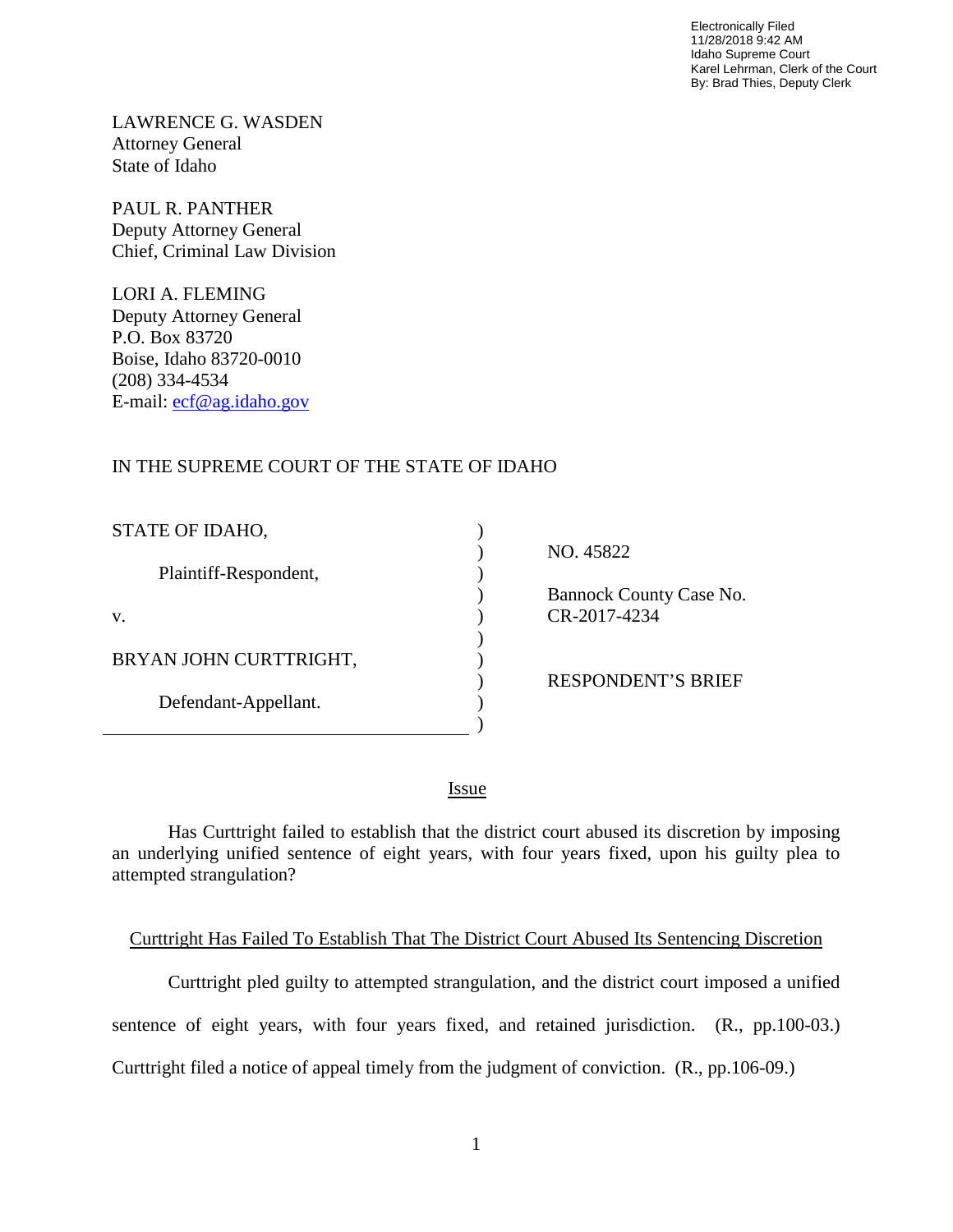Electronically Filed
11/28/2018 9:42 AM
Idaho Supreme Court
Karel Lehrman, Clerk of the Court
By: Brad Thies, Deputy Clerk

LAWRENCE G. WASDEN
Attorney General
State of Idaho

PAUL R. PANTHER
Deputy Attorney General
Chief, Criminal Law Division

LORI A. FLEMING
Deputy Attorney General
P.O. Box 83720
Boise, Idaho 83720-0010
(208) 334-4534
E-mail: ecf@ag.idaho.gov

IN THE SUPREME COURT OF THE STATE OF IDAHO

| | | |
|---|---|---|
| STATE OF IDAHO, | ) | |
| | ) | NO. 45822 |
| Plaintiff-Respondent, | ) | |
| | ) | Bannock County Case No. |
| v. | ) | CR-2017-4234 |
| | ) | |
| BRYAN JOHN CURTTRIGHT, | ) | |
| | ) | RESPONDENT'S BRIEF |
| Defendant-Appellant. | ) | |
| | ) | |

## Issue

Has Curttright failed to establish that the district court abused its discretion by imposing an underlying unified sentence of eight years, with four years fixed, upon his guilty plea to attempted strangulation?

## Curttright Has Failed To Establish That The District Court Abused Its Sentencing Discretion

Curttright pled guilty to attempted strangulation, and the district court imposed a unified sentence of eight years, with four years fixed, and retained jurisdiction. (R., pp.100-03.) Curttright filed a notice of appeal timely from the judgment of conviction. (R., pp.106-09.)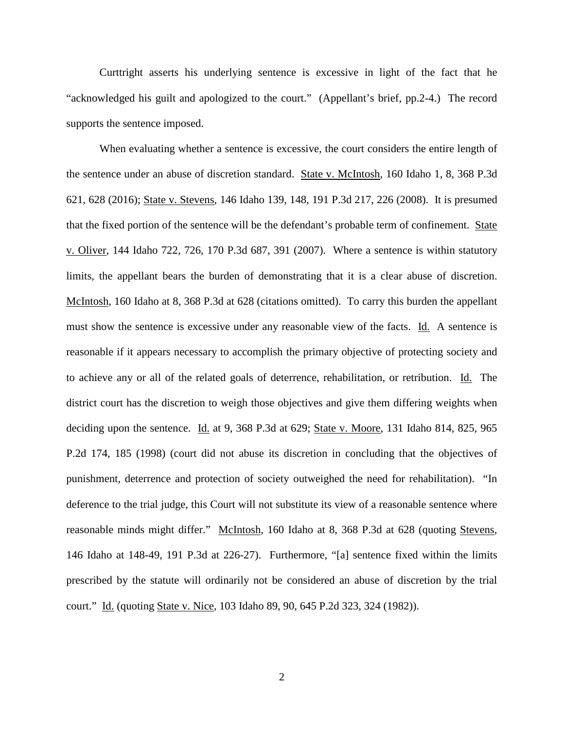Curttright asserts his underlying sentence is excessive in light of the fact that he "acknowledged his guilt and apologized to the court." (Appellant's brief, pp.2-4.) The record supports the sentence imposed.

When evaluating whether a sentence is excessive, the court considers the entire length of the sentence under an abuse of discretion standard. State v. McIntosh, 160 Idaho 1, 8, 368 P.3d 621, 628 (2016); State v. Stevens, 146 Idaho 139, 148, 191 P.3d 217, 226 (2008). It is presumed that the fixed portion of the sentence will be the defendant's probable term of confinement. State v. Oliver, 144 Idaho 722, 726, 170 P.3d 687, 391 (2007). Where a sentence is within statutory limits, the appellant bears the burden of demonstrating that it is a clear abuse of discretion. McIntosh, 160 Idaho at 8, 368 P.3d at 628 (citations omitted). To carry this burden the appellant must show the sentence is excessive under any reasonable view of the facts. Id. A sentence is reasonable if it appears necessary to accomplish the primary objective of protecting society and to achieve any or all of the related goals of deterrence, rehabilitation, or retribution. Id. The district court has the discretion to weigh those objectives and give them differing weights when deciding upon the sentence. Id. at 9, 368 P.3d at 629; State v. Moore, 131 Idaho 814, 825, 965 P.2d 174, 185 (1998) (court did not abuse its discretion in concluding that the objectives of punishment, deterrence and protection of society outweighed the need for rehabilitation). "In deference to the trial judge, this Court will not substitute its view of a reasonable sentence where reasonable minds might differ." McIntosh, 160 Idaho at 8, 368 P.3d at 628 (quoting Stevens, 146 Idaho at 148-49, 191 P.3d at 226-27). Furthermore, "[a] sentence fixed within the limits prescribed by the statute will ordinarily not be considered an abuse of discretion by the trial court." Id. (quoting State v. Nice, 103 Idaho 89, 90, 645 P.2d 323, 324 (1982)).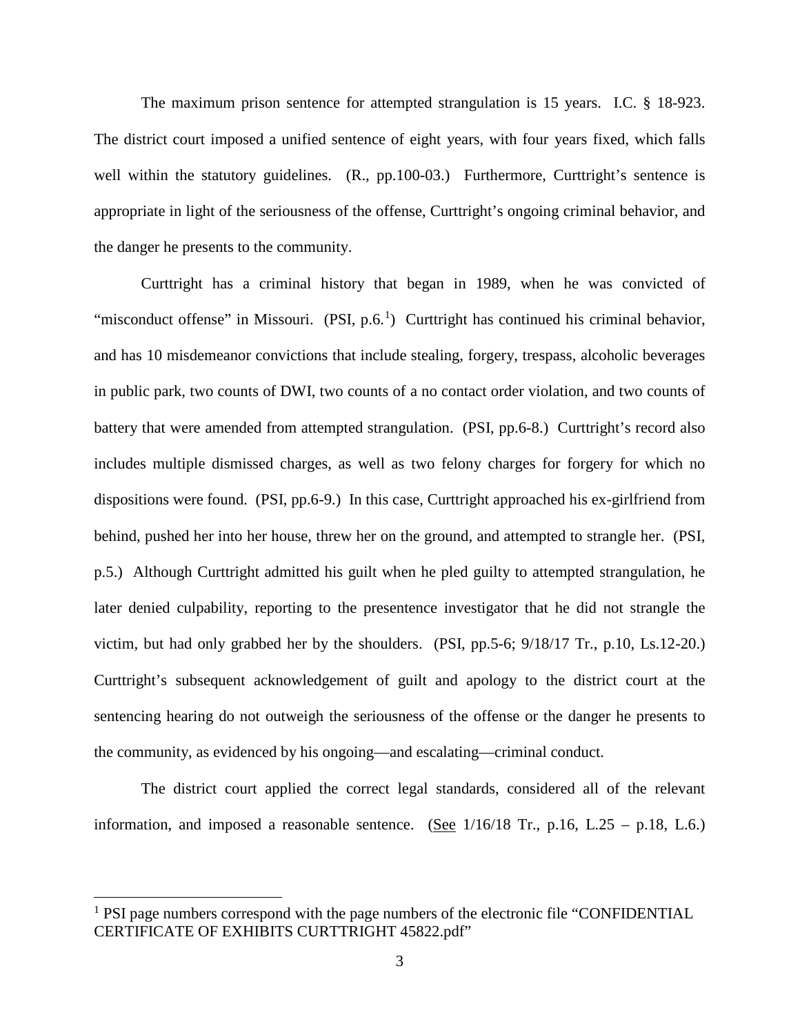The maximum prison sentence for attempted strangulation is 15 years. I.C. § 18-923. The district court imposed a unified sentence of eight years, with four years fixed, which falls well within the statutory guidelines. (R., pp.100-03.) Furthermore, Curttright's sentence is appropriate in light of the seriousness of the offense, Curttright's ongoing criminal behavior, and the danger he presents to the community.

Curttright has a criminal history that began in 1989, when he was convicted of "misconduct offense" in Missouri. (PSI, p.6.[1]) Curttright has continued his criminal behavior, and has 10 misdemeanor convictions that include stealing, forgery, trespass, alcoholic beverages in public park, two counts of DWI, two counts of a no contact order violation, and two counts of battery that were amended from attempted strangulation. (PSI, pp.6-8.) Curttright's record also includes multiple dismissed charges, as well as two felony charges for forgery for which no dispositions were found. (PSI, pp.6-9.) In this case, Curttright approached his ex-girlfriend from behind, pushed her into her house, threw her on the ground, and attempted to strangle her. (PSI, p.5.) Although Curttright admitted his guilt when he pled guilty to attempted strangulation, he later denied culpability, reporting to the presentence investigator that he did not strangle the victim, but had only grabbed her by the shoulders. (PSI, pp.5-6; 9/18/17 Tr., p.10, Ls.12-20.) Curttright's subsequent acknowledgement of guilt and apology to the district court at the sentencing hearing do not outweigh the seriousness of the offense or the danger he presents to the community, as evidenced by his ongoing—and escalating—criminal conduct.

The district court applied the correct legal standards, considered all of the relevant information, and imposed a reasonable sentence. (See 1/16/18 Tr., p.16, L.25 – p.18, L.6.)

[1] PSI page numbers correspond with the page numbers of the electronic file "CONFIDENTIAL CERTIFICATE OF EXHIBITS CURTTRIGHT 45822.pdf"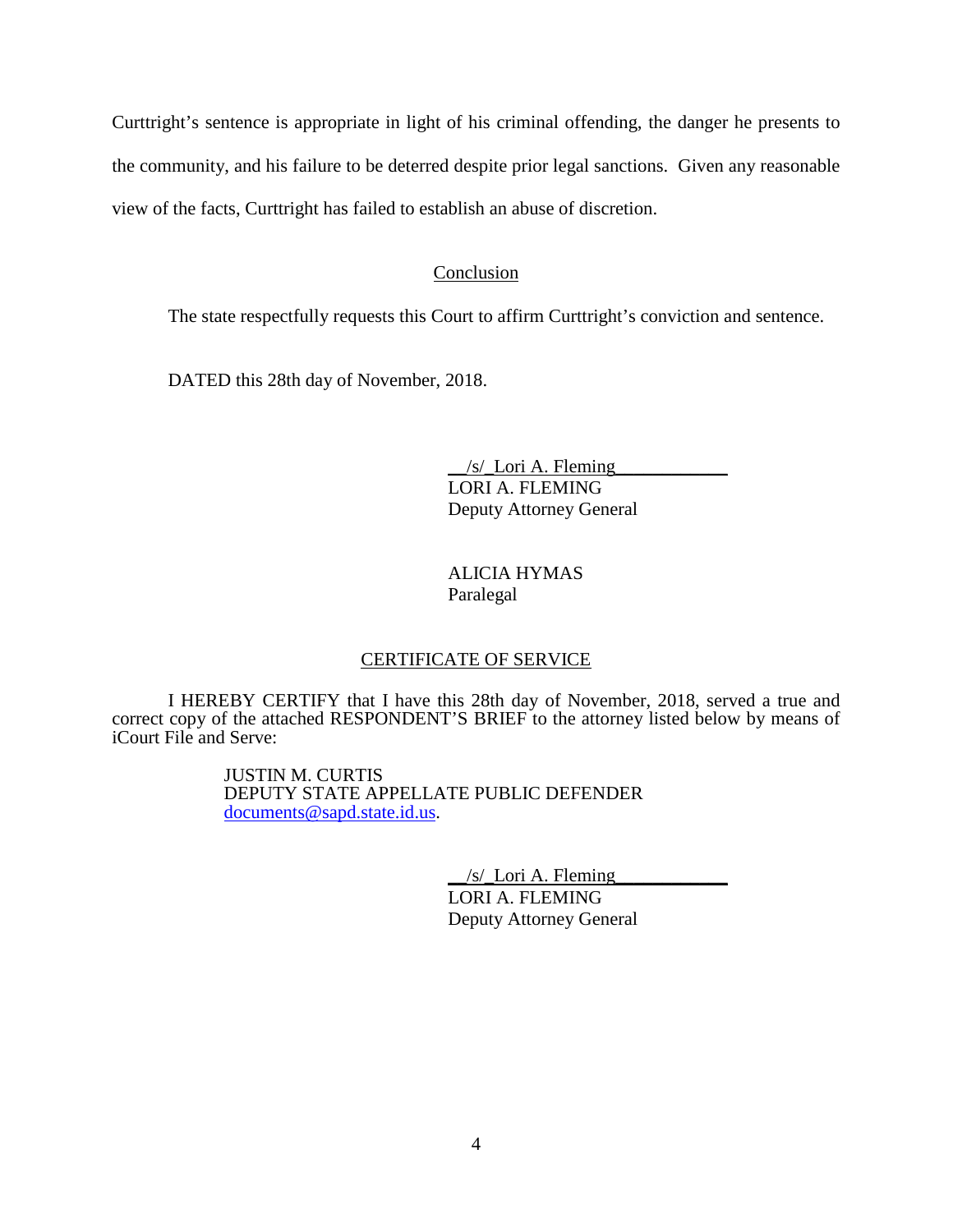Curttright's sentence is appropriate in light of his criminal offending, the danger he presents to the community, and his failure to be deterred despite prior legal sanctions. Given any reasonable view of the facts, Curttright has failed to establish an abuse of discretion.

## Conclusion

The state respectfully requests this Court to affirm Curttright's conviction and sentence.

DATED this 28th day of November, 2018.

__/s/_Lori A. Fleming____________
LORI A. FLEMING
Deputy Attorney General

ALICIA HYMAS
Paralegal

## CERTIFICATE OF SERVICE

I HEREBY CERTIFY that I have this 28th day of November, 2018, served a true and correct copy of the attached RESPONDENT'S BRIEF to the attorney listed below by means of iCourt File and Serve:

JUSTIN M. CURTIS
DEPUTY STATE APPELLATE PUBLIC DEFENDER
documents@sapd.state.id.us.

__/s/_Lori A. Fleming____________
LORI A. FLEMING
Deputy Attorney General